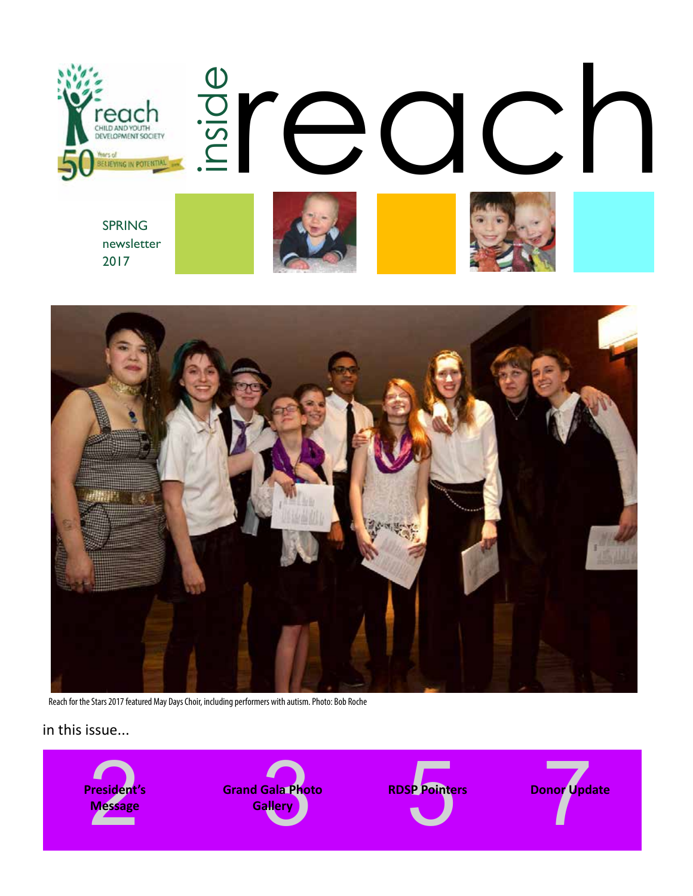reach CHILD AND YOUTH DEVELOPMENT SOCIETY

50 Years of BELIEVING IN POTENTIAL

# inside reach

SPRING newsletter 2017

Reach for the Stars 2017 featured May Days Choir, including performers with autism. Photo: Bob Roche

in this issue...

- 2 President's Message
- 3 Grand Gala Photo Gallery
- 5 RDSP Pointers
- 7 Donor Update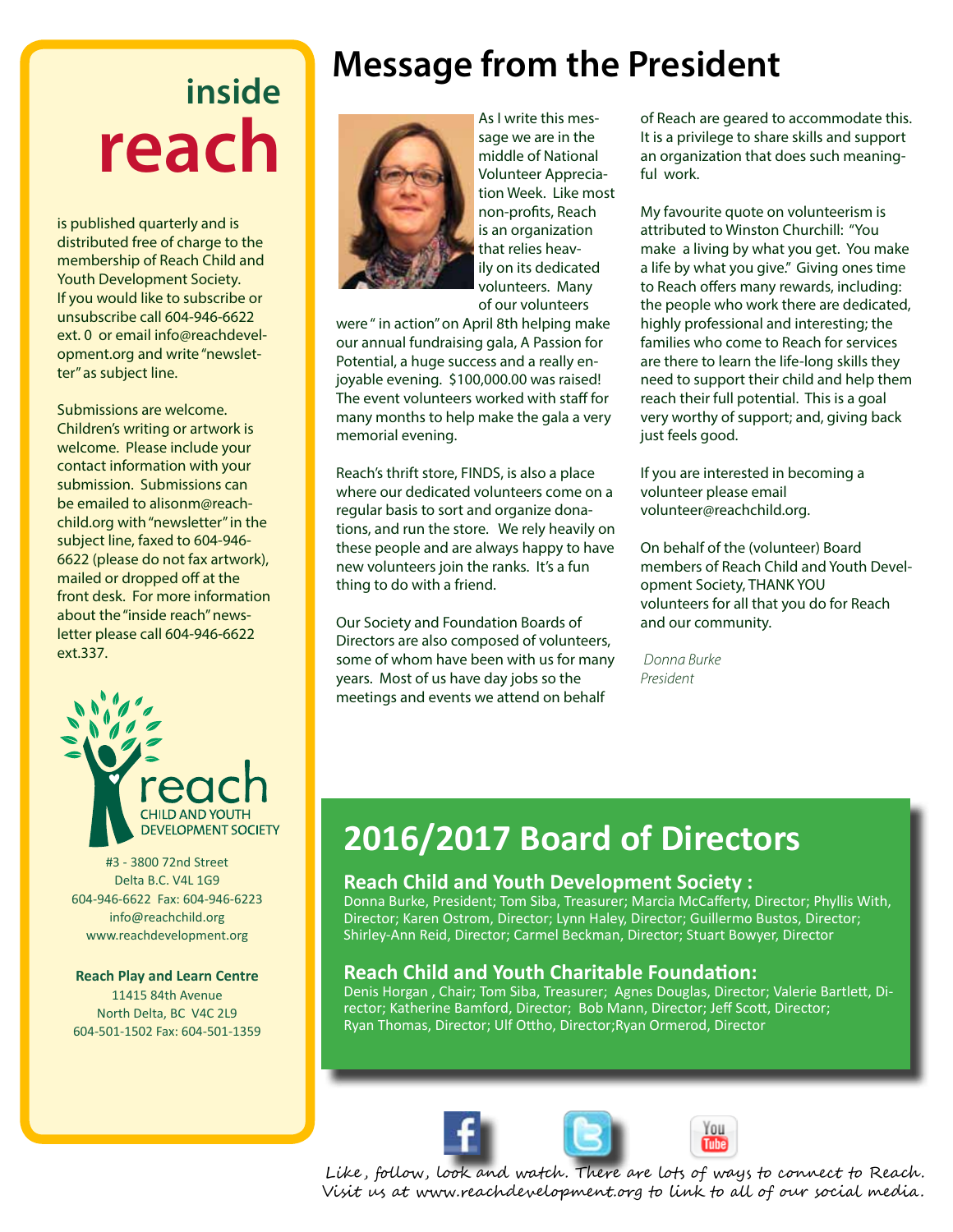# inside reach

is published quarterly and is distributed free of charge to the membership of Reach Child and Youth Development Society. If you would like to subscribe or unsubscribe call 604-946-6622 ext. 0 or email info@reachdevelopment.org and write "newsletter" as subject line.

Submissions are welcome. Children's writing or artwork is welcome. Please include your contact information with your submission. Submissions can be emailed to alisonm@reachchild.org with "newsletter" in the subject line, faxed to 604-946-6622 (please do not fax artwork), mailed or dropped off at the front desk. For more information about the "inside reach" newsletter please call 604-946-6622 ext.337.

reach
CHILD AND YOUTH DEVELOPMENT SOCIETY

#3 - 3800 72nd Street
Delta B.C. V4L 1G9
604-946-6622 Fax: 604-946-6223
info@reachchild.org
www.reachdevelopment.org

**Reach Play and Learn Centre**
11415 84th Avenue
North Delta, BC V4C 2L9
604-501-1502 Fax: 604-501-1359

# Message from the President

As I write this message we are in the middle of National Volunteer Appreciation Week. Like most non-profits, Reach is an organization that relies heavily on its dedicated volunteers. Many of our volunteers were " in action" on April 8th helping make our annual fundraising gala, A Passion for Potential, a huge success and a really enjoyable evening. $100,000.00 was raised! The event volunteers worked with staff for many months to help make the gala a very memorial evening.

Reach's thrift store, FINDS, is also a place where our dedicated volunteers come on a regular basis to sort and organize donations, and run the store. We rely heavily on these people and are always happy to have new volunteers join the ranks. It's a fun thing to do with a friend.

Our Society and Foundation Boards of Directors are also composed of volunteers, some of whom have been with us for many years. Most of us have day jobs so the meetings and events we attend on behalf of Reach are geared to accommodate this. It is a privilege to share skills and support an organization that does such meaningful work.

My favourite quote on volunteerism is attributed to Winston Churchill: "You make a living by what you get. You make a life by what you give." Giving ones time to Reach offers many rewards, including: the people who work there are dedicated, highly professional and interesting; the families who come to Reach for services are there to learn the life-long skills they need to support their child and help them reach their full potential. This is a goal very worthy of support; and, giving back just feels good.

If you are interested in becoming a volunteer please email volunteer@reachchild.org.

On behalf of the (volunteer) Board members of Reach Child and Youth Development Society, THANK YOU volunteers for all that you do for Reach and our community.

*Donna Burke*
*President*

## 2016/2017 Board of Directors

### Reach Child and Youth Development Society :

Donna Burke, President; Tom Siba, Treasurer; Marcia McCafferty, Director; Phyllis With, Director; Karen Ostrom, Director; Lynn Haley, Director; Guillermo Bustos, Director; Shirley-Ann Reid, Director; Carmel Beckman, Director; Stuart Bowyer, Director

### Reach Child and Youth Charitable Foundation:

Denis Horgan , Chair; Tom Siba, Treasurer; Agnes Douglas, Director; Valerie Bartlett, Director; Katherine Bamford, Director; Bob Mann, Director; Jeff Scott, Director; Ryan Thomas, Director; Ulf Ottho, Director;Ryan Ormerod, Director

Like, follow, look and watch. There are lots of ways to connect to Reach. Visit us at www.reachdevelopment.org to link to all of our social media.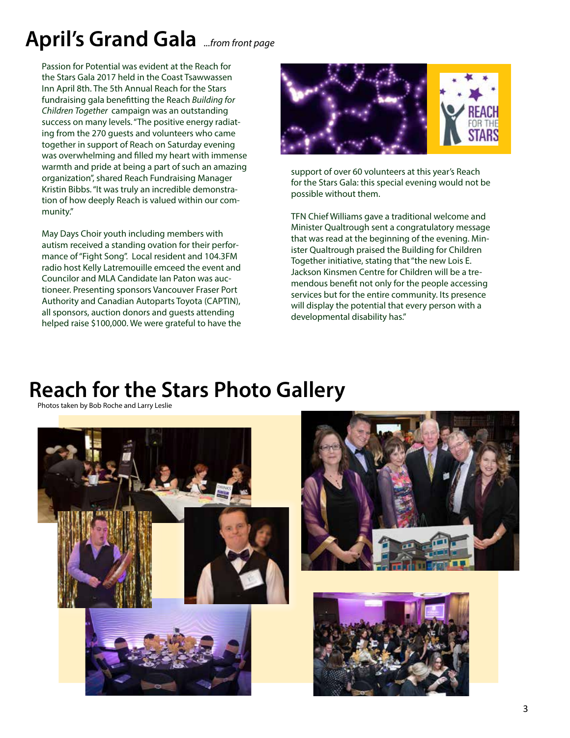# April's Grand Gala *...from front page*

Passion for Potential was evident at the Reach for the Stars Gala 2017 held in the Coast Tsawwassen Inn April 8th. The 5th Annual Reach for the Stars fundraising gala benefitting the Reach *Building for Children Together* campaign was an outstanding success on many levels. "The positive energy radiating from the 270 guests and volunteers who came together in support of Reach on Saturday evening was overwhelming and filled my heart with immense warmth and pride at being a part of such an amazing organization", shared Reach Fundraising Manager Kristin Bibbs. "It was truly an incredible demonstration of how deeply Reach is valued within our community."

May Days Choir youth including members with autism received a standing ovation for their performance of "Fight Song". Local resident and 104.3FM radio host Kelly Latremouille emceed the event and Councilor and MLA Candidate Ian Paton was auctioneer. Presenting sponsors Vancouver Fraser Port Authority and Canadian Autoparts Toyota (CAPTIN), all sponsors, auction donors and guests attending helped raise $100,000. We were grateful to have the support of over 60 volunteers at this year's Reach for the Stars Gala: this special evening would not be possible without them.

TFN Chief Williams gave a traditional welcome and Minister Qualtrough sent a congratulatory message that was read at the beginning of the evening. Minister Qualtrough praised the Building for Children Together initiative, stating that "the new Lois E. Jackson Kinsmen Centre for Children will be a tremendous benefit not only for the people accessing services but for the entire community. Its presence will display the potential that every person with a developmental disability has."

# Reach for the Stars Photo Gallery

Photos taken by Bob Roche and Larry Leslie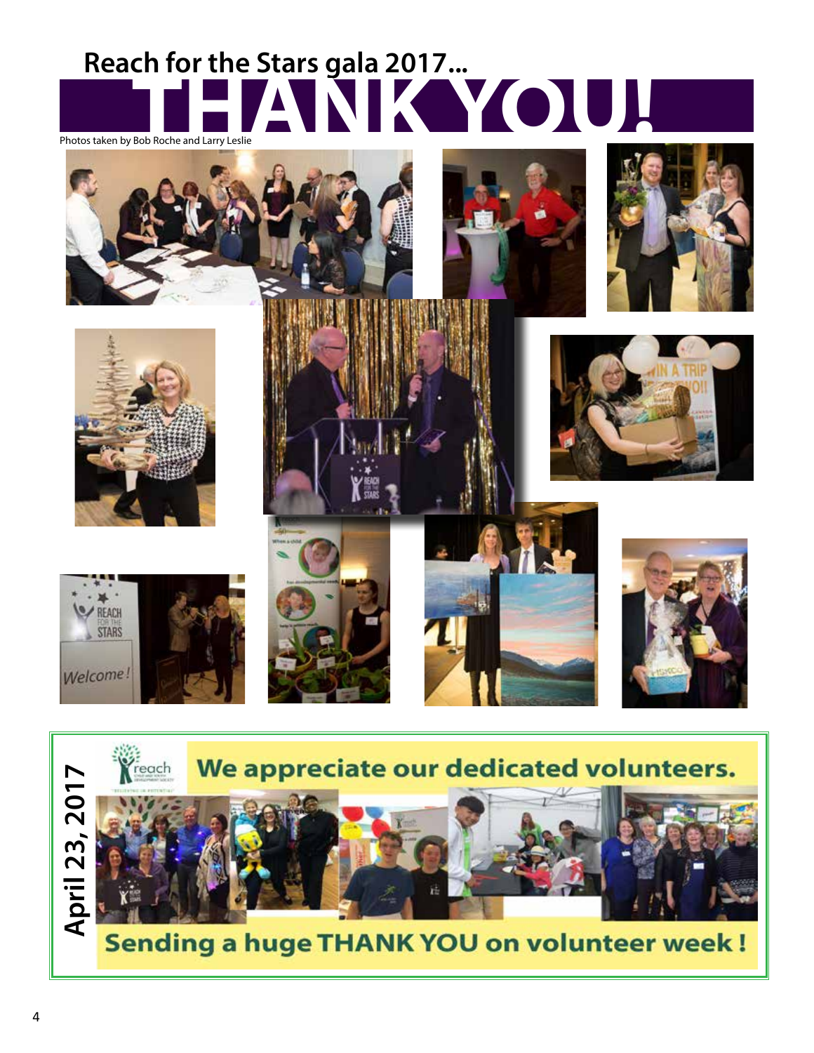# Reach for the Stars gala 2017... THANK YOU!

Photos taken by Bob Roche and Larry Leslie

April 23, 2017

## We appreciate our dedicated volunteers.

## Sending a huge THANK YOU on volunteer week !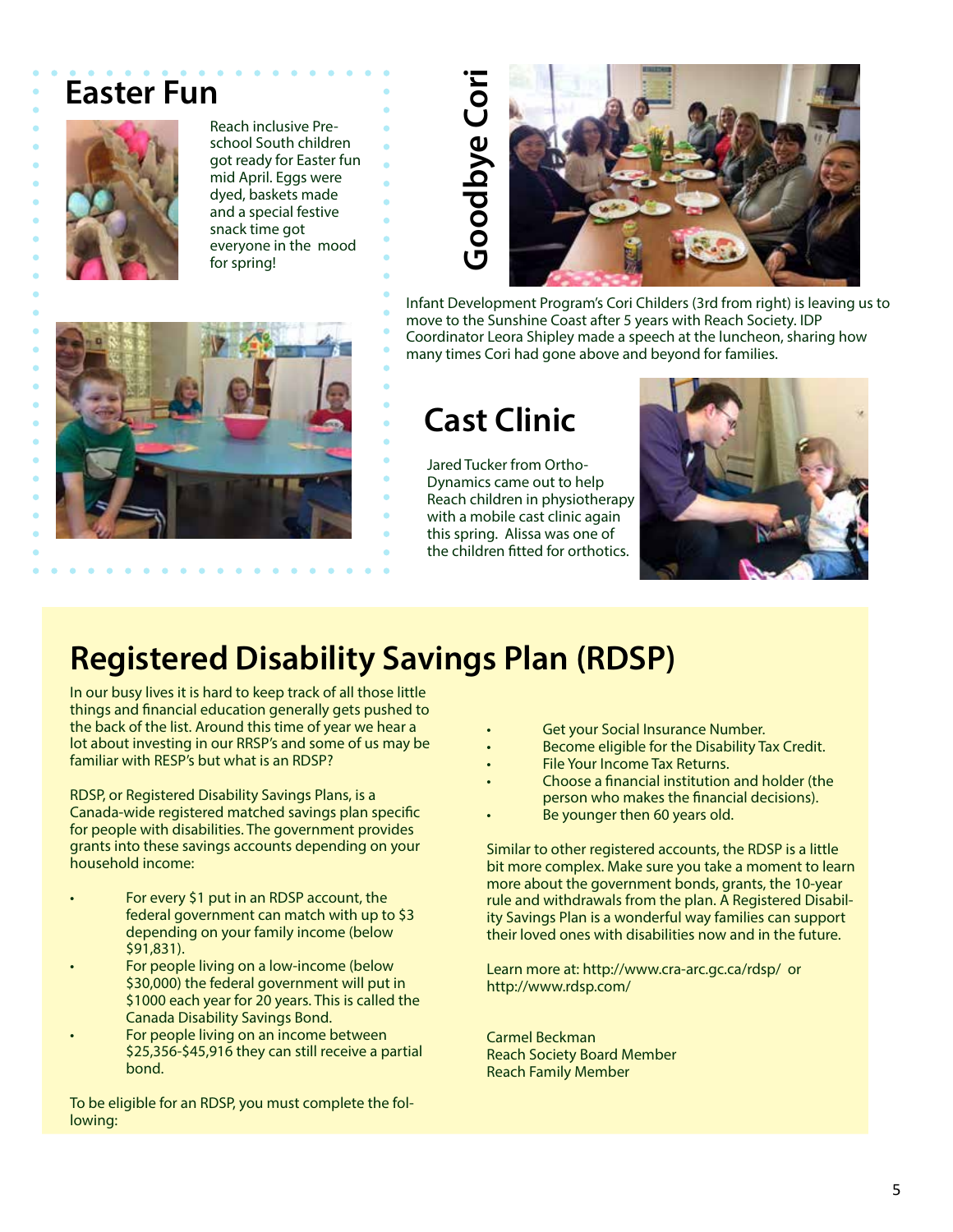## Easter Fun

Reach inclusive Pre-school South children got ready for Easter fun mid April. Eggs were dyed, baskets made and a special festive snack time got everyone in the mood for spring!

## Goodbye Cori

Infant Development Program's Cori Childers (3rd from right) is leaving us to move to the Sunshine Coast after 5 years with Reach Society. IDP Coordinator Leora Shipley made a speech at the luncheon, sharing how many times Cori had gone above and beyond for families.

## Cast Clinic

Jared Tucker from Ortho-Dynamics came out to help Reach children in physiotherapy with a mobile cast clinic again this spring. Alissa was one of the children fitted for orthotics.

# Registered Disability Savings Plan (RDSP)

In our busy lives it is hard to keep track of all those little things and financial education generally gets pushed to the back of the list. Around this time of year we hear a lot about investing in our RRSP's and some of us may be familiar with RESP's but what is an RDSP?

RDSP, or Registered Disability Savings Plans, is a Canada-wide registered matched savings plan specific for people with disabilities. The government provides grants into these savings accounts depending on your household income:

- For every $1 put in an RDSP account, the federal government can match with up to $3 depending on your family income (below $91,831).
- For people living on a low-income (below $30,000) the federal government will put in $1000 each year for 20 years. This is called the Canada Disability Savings Bond.
- For people living on an income between $25,356-$45,916 they can still receive a partial bond.

To be eligible for an RDSP, you must complete the following:

- Get your Social Insurance Number.
- Become eligible for the Disability Tax Credit.
- File Your Income Tax Returns.
- Choose a financial institution and holder (the person who makes the financial decisions).
- Be younger then 60 years old.

Similar to other registered accounts, the RDSP is a little bit more complex. Make sure you take a moment to learn more about the government bonds, grants, the 10-year rule and withdrawals from the plan. A Registered Disability Savings Plan is a wonderful way families can support their loved ones with disabilities now and in the future.

Learn more at: http://www.cra-arc.gc.ca/rdsp/ or http://www.rdsp.com/

Carmel Beckman
Reach Society Board Member
Reach Family Member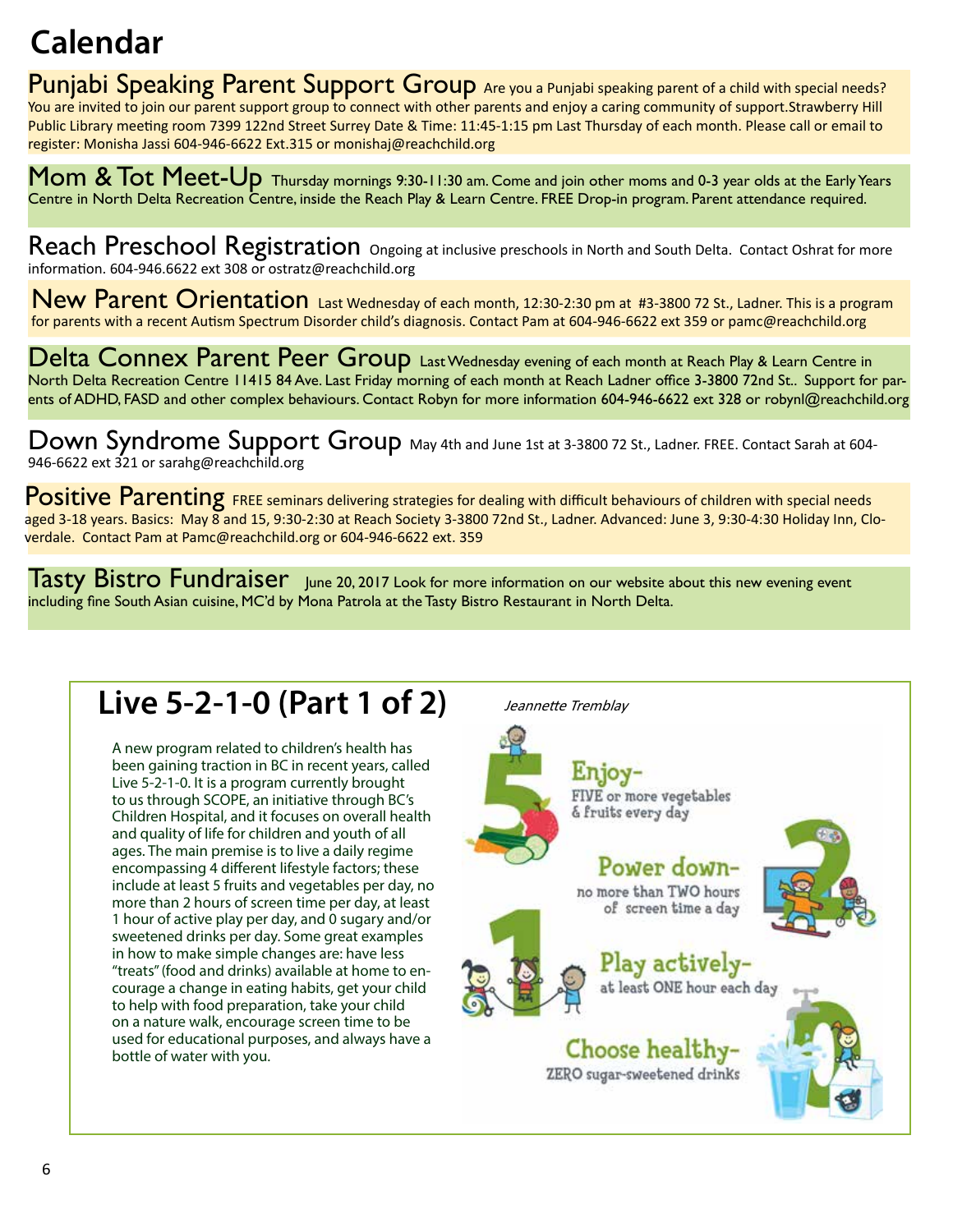# Calendar

## Punjabi Speaking Parent Support Group

Are you a Punjabi speaking parent of a child with special needs? You are invited to join our parent support group to connect with other parents and enjoy a caring community of support.Strawberry Hill Public Library meeting room 7399 122nd Street Surrey Date & Time: 11:45-1:15 pm Last Thursday of each month. Please call or email to register: Monisha Jassi 604-946-6622 Ext.315 or monishaj@reachchild.org

## Mom & Tot Meet-Up

Thursday mornings 9:30-11:30 am. Come and join other moms and 0-3 year olds at the Early Years Centre in North Delta Recreation Centre, inside the Reach Play & Learn Centre. FREE Drop-in program. Parent attendance required.

## Reach Preschool Registration

Ongoing at inclusive preschools in North and South Delta. Contact Oshrat for more information. 604-946.6622 ext 308 or ostratz@reachchild.org

## New Parent Orientation

Last Wednesday of each month, 12:30-2:30 pm at #3-3800 72 St., Ladner. This is a program for parents with a recent Autism Spectrum Disorder child's diagnosis. Contact Pam at 604-946-6622 ext 359 or pamc@reachchild.org

## Delta Connex Parent Peer Group

Last Wednesday evening of each month at Reach Play & Learn Centre in North Delta Recreation Centre 11415 84 Ave. Last Friday morning of each month at Reach Ladner office 3-3800 72nd St.. Support for parents of ADHD, FASD and other complex behaviours. Contact Robyn for more information 604-946-6622 ext 328 or robynl@reachchild.org

## Down Syndrome Support Group

May 4th and June 1st at 3-3800 72 St., Ladner. FREE. Contact Sarah at 604-946-6622 ext 321 or sarahg@reachchild.org

## Positive Parenting

FREE seminars delivering strategies for dealing with difficult behaviours of children with special needs aged 3-18 years. Basics: May 8 and 15, 9:30-2:30 at Reach Society 3-3800 72nd St., Ladner. Advanced: June 3, 9:30-4:30 Holiday Inn, Cloverdale. Contact Pam at Pamc@reachchild.org or 604-946-6622 ext. 359

## Tasty Bistro Fundraiser

June 20, 2017 Look for more information on our website about this new evening event including fine South Asian cuisine, MC'd by Mona Patrola at the Tasty Bistro Restaurant in North Delta.

# Live 5-2-1-0 (Part 1 of 2)

*Jeannette Tremblay*

A new program related to children's health has been gaining traction in BC in recent years, called Live 5-2-1-0. It is a program currently brought to us through SCOPE, an initiative through BC's Children Hospital, and it focuses on overall health and quality of life for children and youth of all ages. The main premise is to live a daily regime encompassing 4 different lifestyle factors; these include at least 5 fruits and vegetables per day, no more than 2 hours of screen time per day, at least 1 hour of active play per day, and 0 sugary and/or sweetened drinks per day. Some great examples in how to make simple changes are: have less "treats" (food and drinks) available at home to encourage a change in eating habits, get your child to help with food preparation, take your child on a nature walk, encourage screen time to be used for educational purposes, and always have a bottle of water with you.

**Enjoy-** FIVE or more vegetables & fruits every day

**Power down-** no more than TWO hours of screen time a day

**Play actively-** at least ONE hour each day

**Choose healthy-** ZERO sugar-sweetened drinks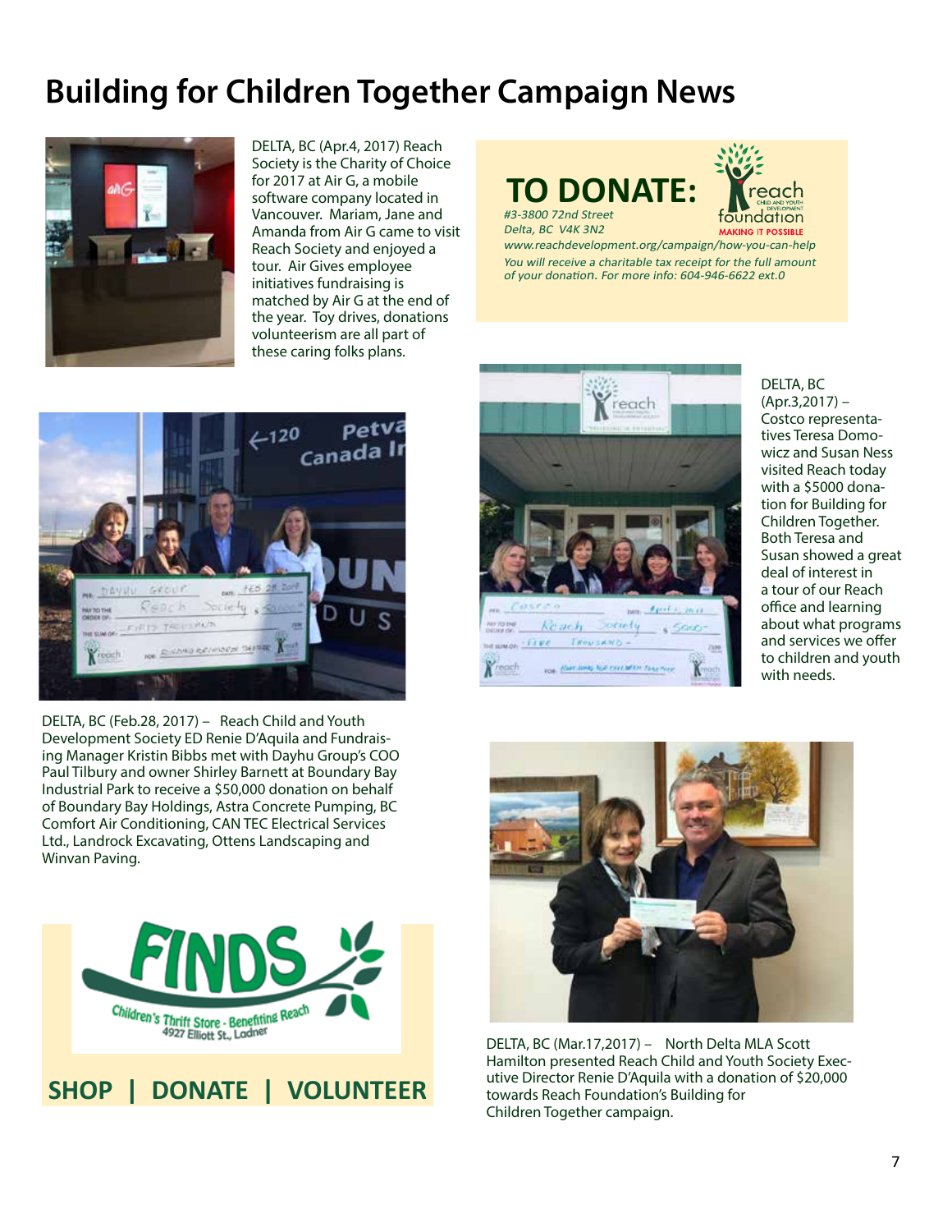# Building for Children Together Campaign News

DELTA, BC (Apr.4, 2017) Reach Society is the Charity of Choice for 2017 at Air G, a mobile software company located in Vancouver. Mariam, Jane and Amanda from Air G came to visit Reach Society and enjoyed a tour. Air Gives employee initiatives fundraising is matched by Air G at the end of the year. Toy drives, donations volunteerism are all part of these caring folks plans.

## TO DONATE:

*#3-3800 72nd Street*
*Delta, BC V4K 3N2*
*www.reachdevelopment.org/campaign/how-you-can-help*
*You will receive a charitable tax receipt for the full amount of your donation. For more info: 604-946-6622 ext.0*

reach foundation — MAKING IT POSSIBLE

DELTA, BC (Apr.3,2017) – Costco representatives Teresa Domowicz and Susan Ness visited Reach today with a $5000 donation for Building for Children Together. Both Teresa and Susan showed a great deal of interest in a tour of our Reach office and learning about what programs and services we offer to children and youth with needs.

DELTA, BC (Feb.28, 2017) – Reach Child and Youth Development Society ED Renie D'Aquila and Fundraising Manager Kristin Bibbs met with Dayhu Group's COO Paul Tilbury and owner Shirley Barnett at Boundary Bay Industrial Park to receive a $50,000 donation on behalf of Boundary Bay Holdings, Astra Concrete Pumping, BC Comfort Air Conditioning, CAN TEC Electrical Services Ltd., Landrock Excavating, Ottens Landscaping and Winvan Paving.

DELTA, BC (Mar.17,2017) – North Delta MLA Scott Hamilton presented Reach Child and Youth Society Executive Director Renie D'Aquila with a donation of $20,000 towards Reach Foundation's Building for Children Together campaign.

FINDS — Children's Thrift Store - Benefiting Reach
4927 Elliott St., Ladner

**SHOP | DONATE | VOLUNTEER**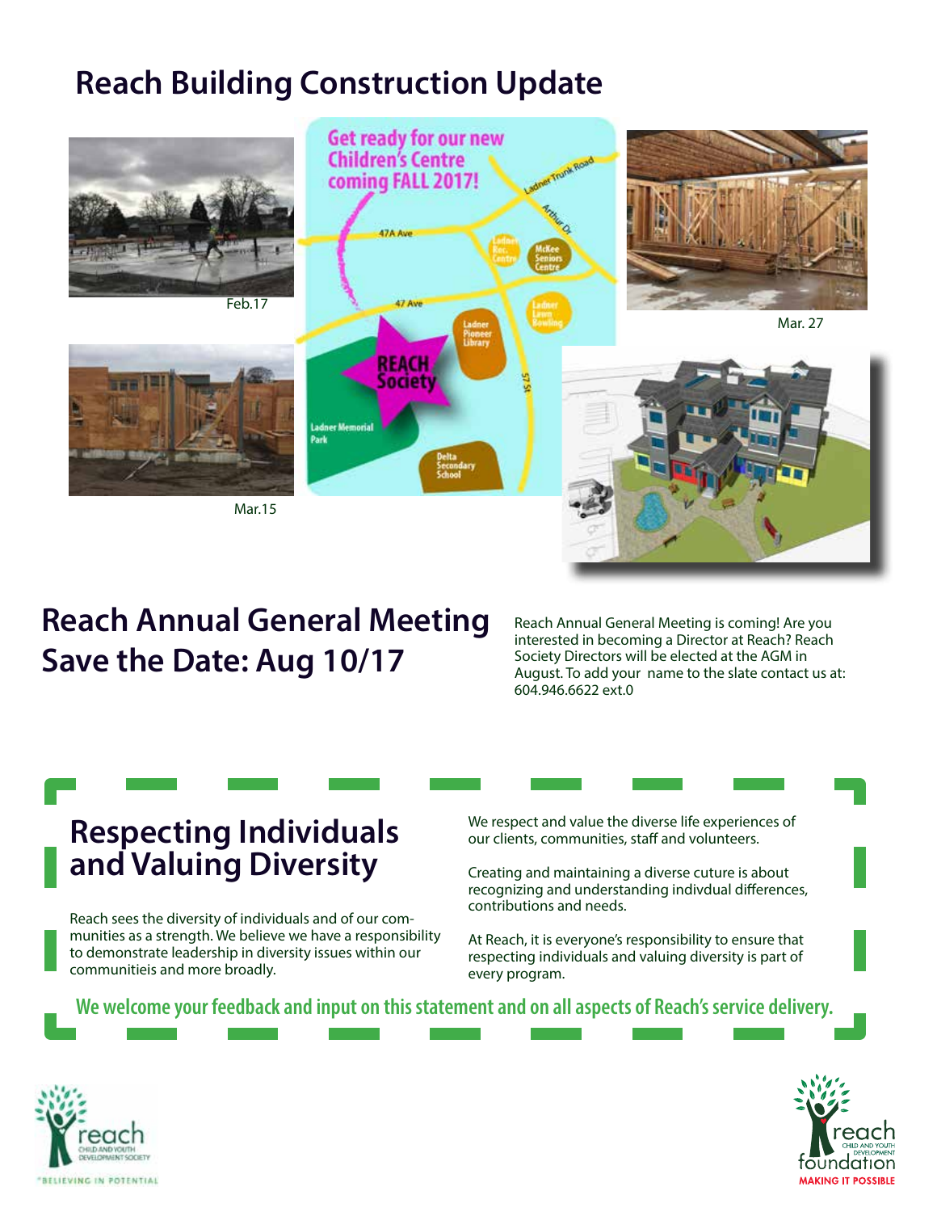# Reach Building Construction Update

Feb.17

Get ready for our new Children's Centre coming FALL 2017!

Mar. 27

Mar.15

## Reach Annual General Meeting Save the Date: Aug 10/17

Reach Annual General Meeting is coming! Are you interested in becoming a Director at Reach? Reach Society Directors will be elected at the AGM in August. To add your name to the slate contact us at: 604.946.6622 ext.0

## Respecting Individuals and Valuing Diversity

Reach sees the diversity of individuals and of our communities as a strength. We believe we have a responsibility to demonstrate leadership in diversity issues within our communitieis and more broadly.

We respect and value the diverse life experiences of our clients, communities, staff and volunteers.

Creating and maintaining a diverse cuture is about recognizing and understanding indivdual differences, contributions and needs.

At Reach, it is everyone's responsibility to ensure that respecting individuals and valuing diversity is part of every program.

**We welcome your feedback and input on this statement and on all aspects of Reach's service delivery.**

reach CHILD AND YOUTH DEVELOPMENT SOCIETY
"BELIEVING IN POTENTIAL

reach CHILD AND YOUTH DEVELOPMENT foundation
MAKING IT POSSIBLE